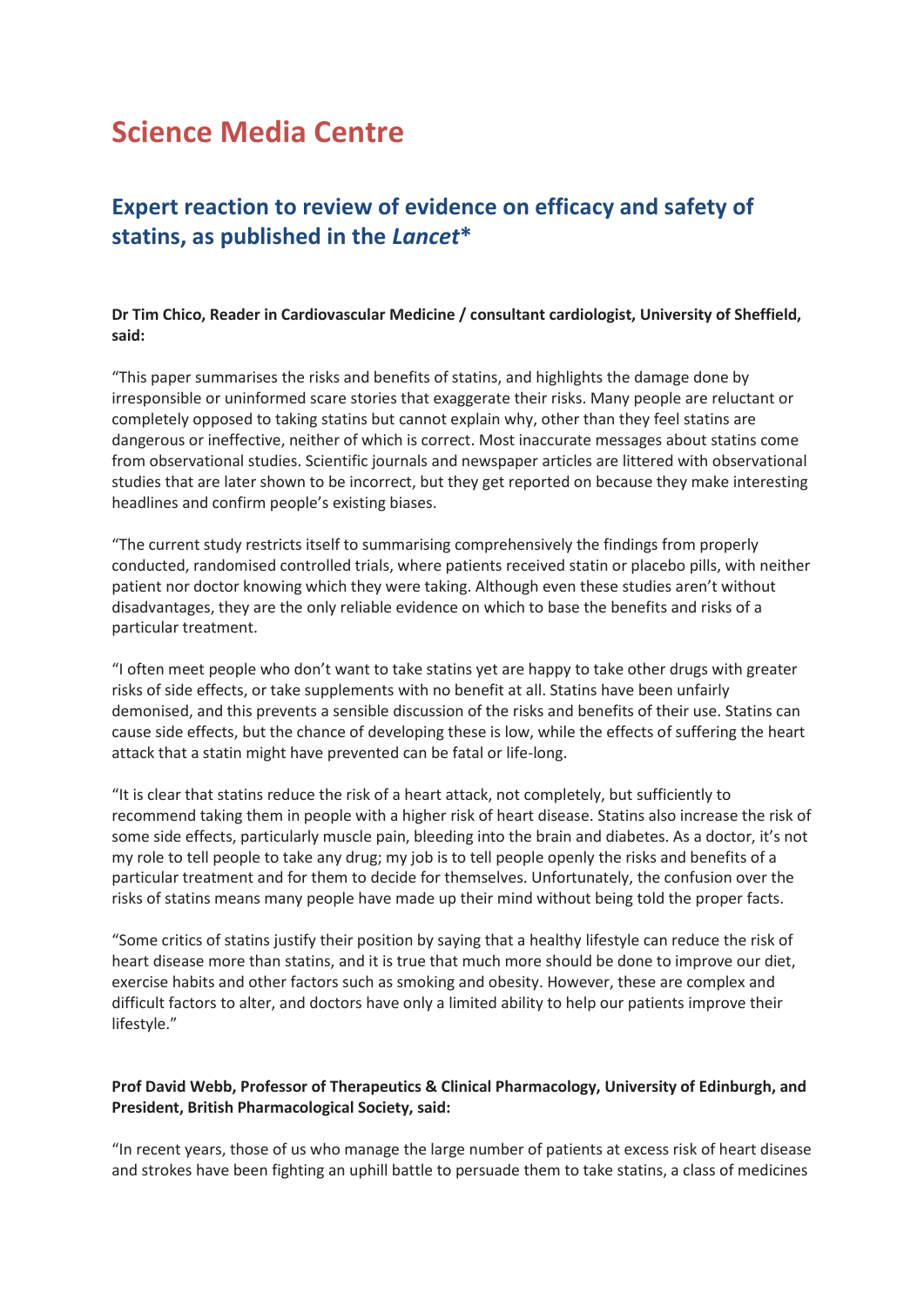# Science Media Centre

## Expert reaction to review of evidence on efficacy and safety of statins, as published in the *Lancet*\*

**Dr Tim Chico, Reader in Cardiovascular Medicine / consultant cardiologist, University of Sheffield, said:**

"This paper summarises the risks and benefits of statins, and highlights the damage done by irresponsible or uninformed scare stories that exaggerate their risks. Many people are reluctant or completely opposed to taking statins but cannot explain why, other than they feel statins are dangerous or ineffective, neither of which is correct. Most inaccurate messages about statins come from observational studies. Scientific journals and newspaper articles are littered with observational studies that are later shown to be incorrect, but they get reported on because they make interesting headlines and confirm people's existing biases.

"The current study restricts itself to summarising comprehensively the findings from properly conducted, randomised controlled trials, where patients received statin or placebo pills, with neither patient nor doctor knowing which they were taking. Although even these studies aren't without disadvantages, they are the only reliable evidence on which to base the benefits and risks of a particular treatment.

"I often meet people who don't want to take statins yet are happy to take other drugs with greater risks of side effects, or take supplements with no benefit at all. Statins have been unfairly demonised, and this prevents a sensible discussion of the risks and benefits of their use. Statins can cause side effects, but the chance of developing these is low, while the effects of suffering the heart attack that a statin might have prevented can be fatal or life-long.

"It is clear that statins reduce the risk of a heart attack, not completely, but sufficiently to recommend taking them in people with a higher risk of heart disease. Statins also increase the risk of some side effects, particularly muscle pain, bleeding into the brain and diabetes. As a doctor, it's not my role to tell people to take any drug; my job is to tell people openly the risks and benefits of a particular treatment and for them to decide for themselves. Unfortunately, the confusion over the risks of statins means many people have made up their mind without being told the proper facts.

"Some critics of statins justify their position by saying that a healthy lifestyle can reduce the risk of heart disease more than statins, and it is true that much more should be done to improve our diet, exercise habits and other factors such as smoking and obesity. However, these are complex and difficult factors to alter, and doctors have only a limited ability to help our patients improve their lifestyle."

**Prof David Webb, Professor of Therapeutics & Clinical Pharmacology, University of Edinburgh, and President, British Pharmacological Society, said:**

"In recent years, those of us who manage the large number of patients at excess risk of heart disease and strokes have been fighting an uphill battle to persuade them to take statins, a class of medicines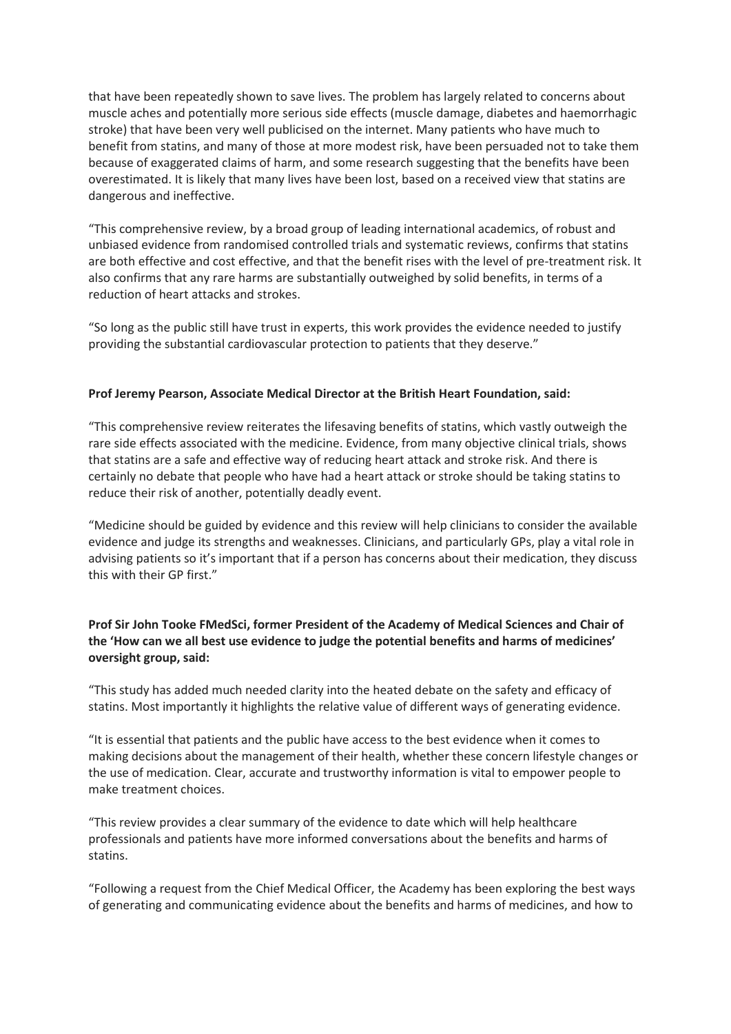that have been repeatedly shown to save lives. The problem has largely related to concerns about muscle aches and potentially more serious side effects (muscle damage, diabetes and haemorrhagic stroke) that have been very well publicised on the internet. Many patients who have much to benefit from statins, and many of those at more modest risk, have been persuaded not to take them because of exaggerated claims of harm, and some research suggesting that the benefits have been overestimated. It is likely that many lives have been lost, based on a received view that statins are dangerous and ineffective.

"This comprehensive review, by a broad group of leading international academics, of robust and unbiased evidence from randomised controlled trials and systematic reviews, confirms that statins are both effective and cost effective, and that the benefit rises with the level of pre-treatment risk. It also confirms that any rare harms are substantially outweighed by solid benefits, in terms of a reduction of heart attacks and strokes.

"So long as the public still have trust in experts, this work provides the evidence needed to justify providing the substantial cardiovascular protection to patients that they deserve."

**Prof Jeremy Pearson, Associate Medical Director at the British Heart Foundation, said:**

"This comprehensive review reiterates the lifesaving benefits of statins, which vastly outweigh the rare side effects associated with the medicine. Evidence, from many objective clinical trials, shows that statins are a safe and effective way of reducing heart attack and stroke risk. And there is certainly no debate that people who have had a heart attack or stroke should be taking statins to reduce their risk of another, potentially deadly event.

"Medicine should be guided by evidence and this review will help clinicians to consider the available evidence and judge its strengths and weaknesses. Clinicians, and particularly GPs, play a vital role in advising patients so it's important that if a person has concerns about their medication, they discuss this with their GP first."

**Prof Sir John Tooke FMedSci, former President of the Academy of Medical Sciences and Chair of the 'How can we all best use evidence to judge the potential benefits and harms of medicines' oversight group, said:**

"This study has added much needed clarity into the heated debate on the safety and efficacy of statins. Most importantly it highlights the relative value of different ways of generating evidence.

"It is essential that patients and the public have access to the best evidence when it comes to making decisions about the management of their health, whether these concern lifestyle changes or the use of medication. Clear, accurate and trustworthy information is vital to empower people to make treatment choices.

"This review provides a clear summary of the evidence to date which will help healthcare professionals and patients have more informed conversations about the benefits and harms of statins.

"Following a request from the Chief Medical Officer, the Academy has been exploring the best ways of generating and communicating evidence about the benefits and harms of medicines, and how to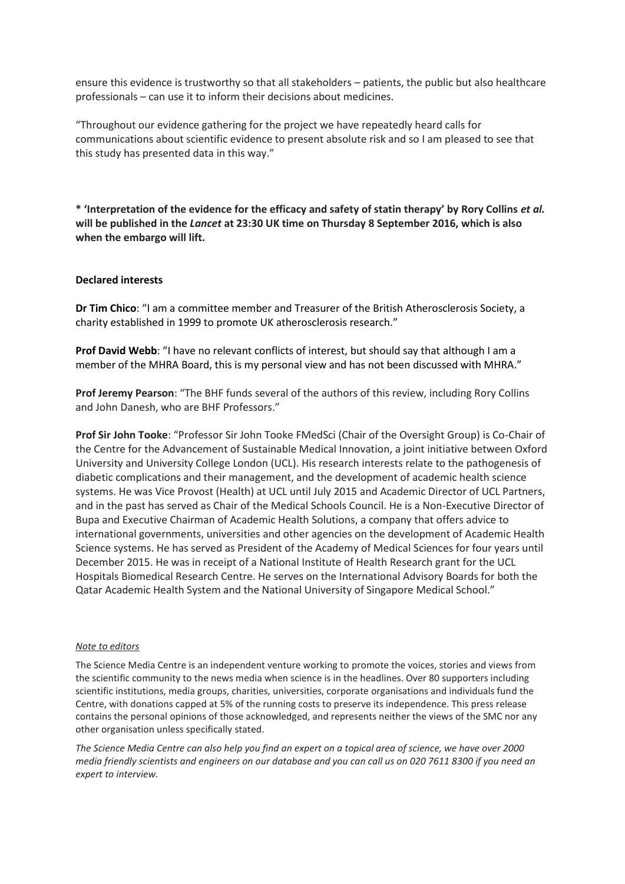ensure this evidence is trustworthy so that all stakeholders – patients, the public but also healthcare professionals – can use it to inform their decisions about medicines.

"Throughout our evidence gathering for the project we have repeatedly heard calls for communications about scientific evidence to present absolute risk and so I am pleased to see that this study has presented data in this way."

**\* 'Interpretation of the evidence for the efficacy and safety of statin therapy' by Rory Collins *et al.* will be published in the *Lancet* at 23:30 UK time on Thursday 8 September 2016, which is also when the embargo will lift.**

**Declared interests**

**Dr Tim Chico**: "I am a committee member and Treasurer of the British Atherosclerosis Society, a charity established in 1999 to promote UK atherosclerosis research."

**Prof David Webb**: "I have no relevant conflicts of interest, but should say that although I am a member of the MHRA Board, this is my personal view and has not been discussed with MHRA."

**Prof Jeremy Pearson**: "The BHF funds several of the authors of this review, including Rory Collins and John Danesh, who are BHF Professors."

**Prof Sir John Tooke**: "Professor Sir John Tooke FMedSci (Chair of the Oversight Group) is Co-Chair of the Centre for the Advancement of Sustainable Medical Innovation, a joint initiative between Oxford University and University College London (UCL). His research interests relate to the pathogenesis of diabetic complications and their management, and the development of academic health science systems. He was Vice Provost (Health) at UCL until July 2015 and Academic Director of UCL Partners, and in the past has served as Chair of the Medical Schools Council. He is a Non-Executive Director of Bupa and Executive Chairman of Academic Health Solutions, a company that offers advice to international governments, universities and other agencies on the development of Academic Health Science systems. He has served as President of the Academy of Medical Sciences for four years until December 2015. He was in receipt of a National Institute of Health Research grant for the UCL Hospitals Biomedical Research Centre. He serves on the International Advisory Boards for both the Qatar Academic Health System and the National University of Singapore Medical School."

*Note to editors*

The Science Media Centre is an independent venture working to promote the voices, stories and views from the scientific community to the news media when science is in the headlines. Over 80 supporters including scientific institutions, media groups, charities, universities, corporate organisations and individuals fund the Centre, with donations capped at 5% of the running costs to preserve its independence. This press release contains the personal opinions of those acknowledged, and represents neither the views of the SMC nor any other organisation unless specifically stated.

*The Science Media Centre can also help you find an expert on a topical area of science, we have over 2000 media friendly scientists and engineers on our database and you can call us on 020 7611 8300 if you need an expert to interview.*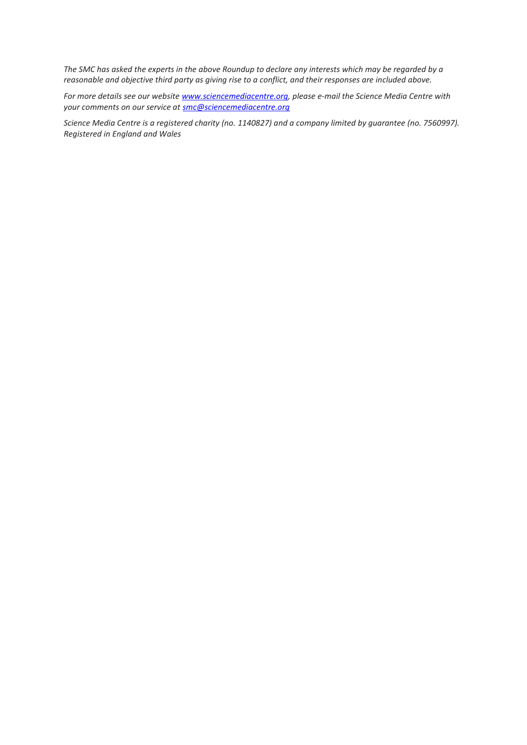*The SMC has asked the experts in the above Roundup to declare any interests which may be regarded by a reasonable and objective third party as giving rise to a conflict, and their responses are included above.*

*For more details see our website [www.sciencemediacentre.org](http://www.sciencemediacentre.org), please e-mail the Science Media Centre with your comments on our service at [smc@sciencemediacentre.org](mailto:smc@sciencemediacentre.org)*

*Science Media Centre is a registered charity (no. 1140827) and a company limited by guarantee (no. 7560997). Registered in England and Wales*